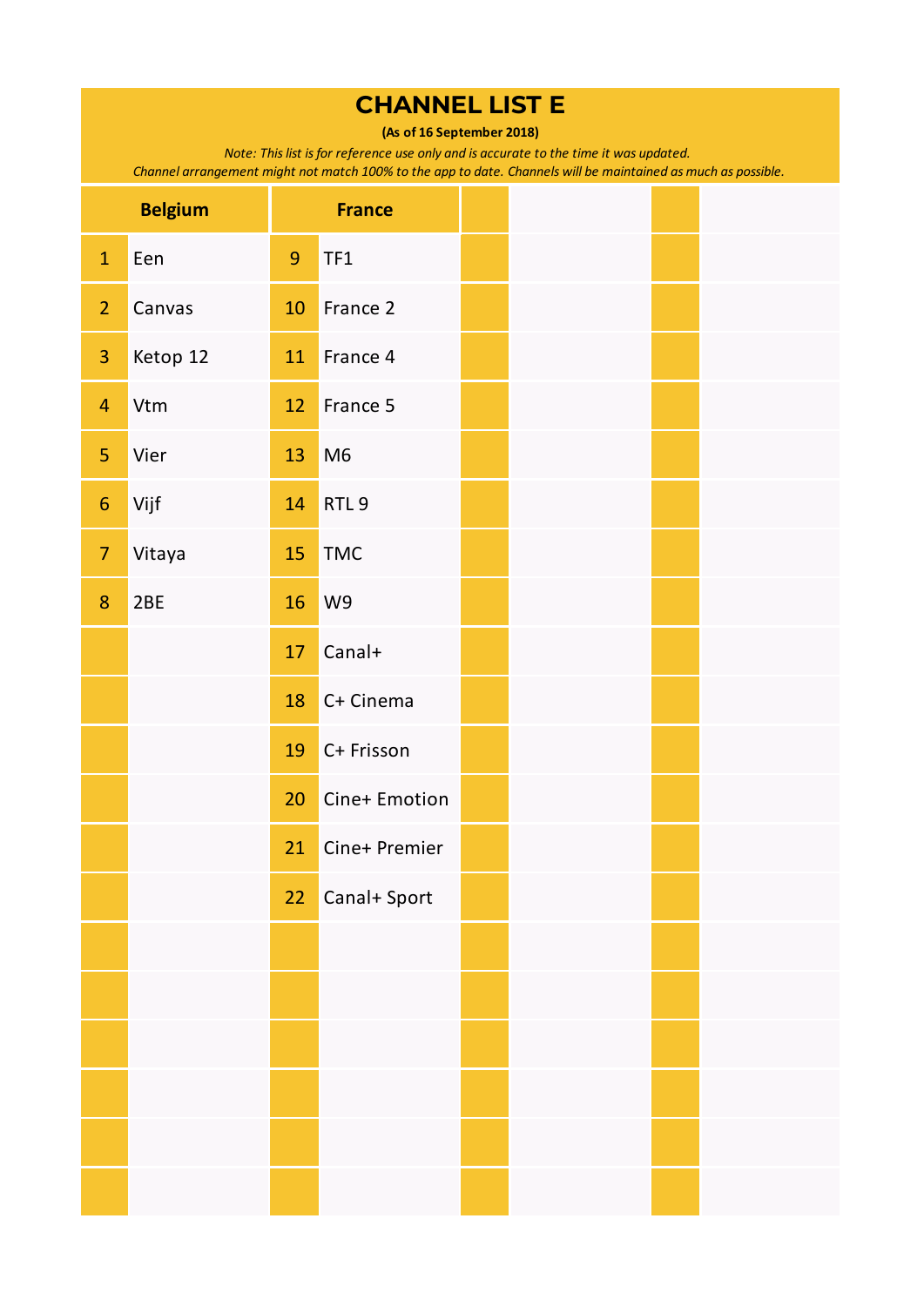# CHANNEL LIST E

**(As of 16 September 2018)**

*Note: This list is for reference use only and is accurate to the time it was updated.*
*Channel arrangement might not match 100% to the app to date. Channels will be maintained as much as possible.*

| Belgium | | France | | | | | |
|---|---|---|---|---|---|---|---|
| 1 | Een | 9 | TF1 | | | | |
| 2 | Canvas | 10 | France 2 | | | | |
| 3 | Ketop 12 | 11 | France 4 | | | | |
| 4 | Vtm | 12 | France 5 | | | | |
| 5 | Vier | 13 | M6 | | | | |
| 6 | Vijf | 14 | RTL 9 | | | | |
| 7 | Vitaya | 15 | TMC | | | | |
| 8 | 2BE | 16 | W9 | | | | |
| | | 17 | Canal+ | | | | |
| | | 18 | C+ Cinema | | | | |
| | | 19 | C+ Frisson | | | | |
| | | 20 | Cine+ Emotion | | | | |
| | | 21 | Cine+ Premier | | | | |
| | | 22 | Canal+ Sport | | | | |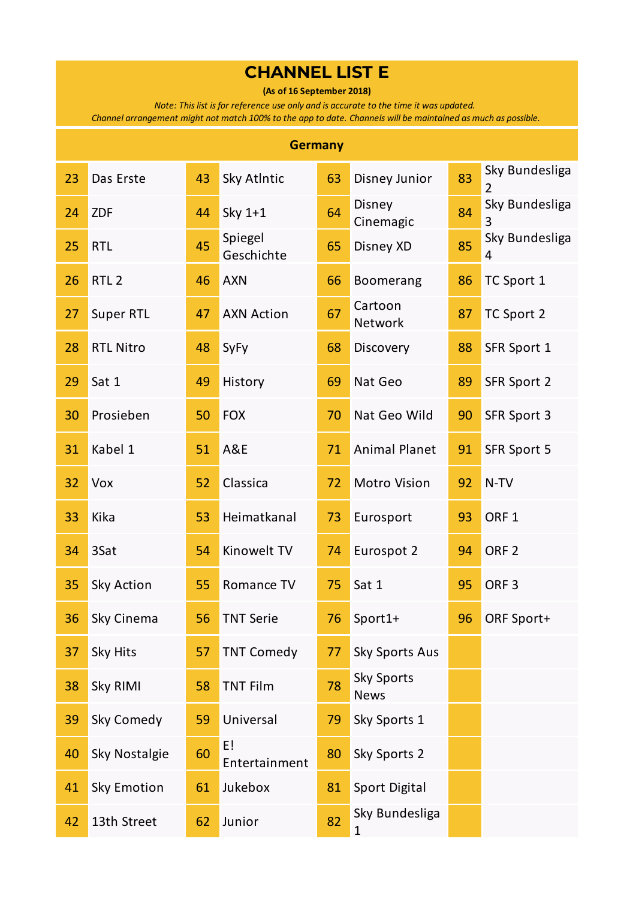# CHANNEL LIST E

**(As of 16 September 2018)**

*Note: This list is for reference use only and is accurate to the time it was updated.*
*Channel arrangement might not match 100% to the app to date. Channels will be maintained as much as possible.*

## Germany

| | | | | | | | |
|---|---|---|---|---|---|---|---|
| 23 | Das Erste | 43 | Sky Atlntic | 63 | Disney Junior | 83 | Sky Bundesliga 2 |
| 24 | ZDF | 44 | Sky 1+1 | 64 | Disney Cinemagic | 84 | Sky Bundesliga 3 |
| 25 | RTL | 45 | Spiegel Geschichte | 65 | Disney XD | 85 | Sky Bundesliga 4 |
| 26 | RTL 2 | 46 | AXN | 66 | Boomerang | 86 | TC Sport 1 |
| 27 | Super RTL | 47 | AXN Action | 67 | Cartoon Network | 87 | TC Sport 2 |
| 28 | RTL Nitro | 48 | SyFy | 68 | Discovery | 88 | SFR Sport 1 |
| 29 | Sat 1 | 49 | History | 69 | Nat Geo | 89 | SFR Sport 2 |
| 30 | Prosieben | 50 | FOX | 70 | Nat Geo Wild | 90 | SFR Sport 3 |
| 31 | Kabel 1 | 51 | A&E | 71 | Animal Planet | 91 | SFR Sport 5 |
| 32 | Vox | 52 | Classica | 72 | Motro Vision | 92 | N-TV |
| 33 | Kika | 53 | Heimatkanal | 73 | Eurosport | 93 | ORF 1 |
| 34 | 3Sat | 54 | Kinowelt TV | 74 | Eurospot 2 | 94 | ORF 2 |
| 35 | Sky Action | 55 | Romance TV | 75 | Sat 1 | 95 | ORF 3 |
| 36 | Sky Cinema | 56 | TNT Serie | 76 | Sport1+ | 96 | ORF Sport+ |
| 37 | Sky Hits | 57 | TNT Comedy | 77 | Sky Sports Aus | | |
| 38 | Sky RIMI | 58 | TNT Film | 78 | Sky Sports News | | |
| 39 | Sky Comedy | 59 | Universal | 79 | Sky Sports 1 | | |
| 40 | Sky Nostalgie | 60 | E! Entertainment | 80 | Sky Sports 2 | | |
| 41 | Sky Emotion | 61 | Jukebox | 81 | Sport Digital | | |
| 42 | 13th Street | 62 | Junior | 82 | Sky Bundesliga 1 | | |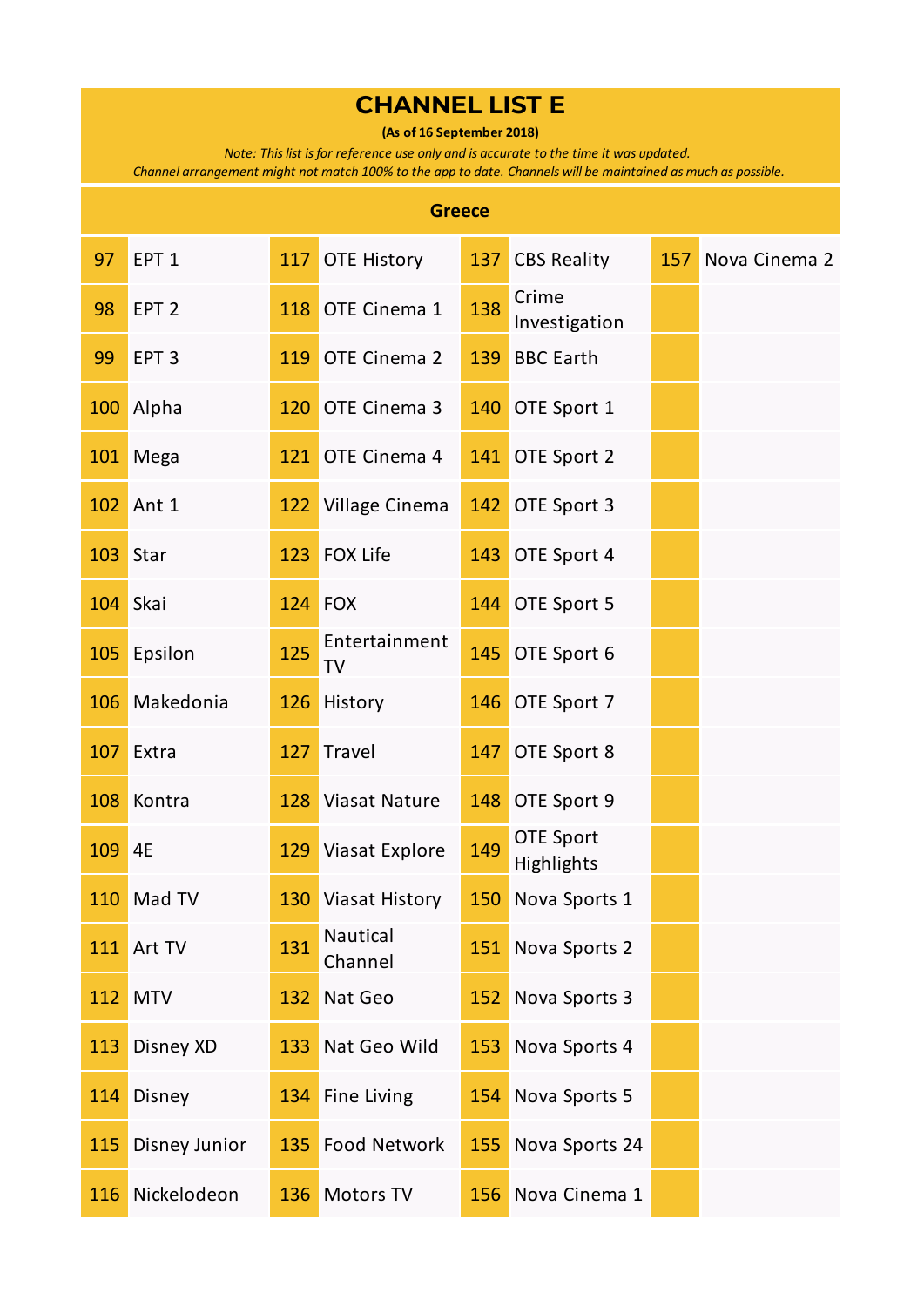# CHANNEL LIST E

**(As of 16 September 2018)**

*Note: This list is for reference use only and is accurate to the time it was updated.*
*Channel arrangement might not match 100% to the app to date. Channels will be maintained as much as possible.*

## Greece

| | | | | | | | |
|---|---|---|---|---|---|---|---|
| 97 | EPT 1 | 117 | OTE History | 137 | CBS Reality | 157 | Nova Cinema 2 |
| 98 | EPT 2 | 118 | OTE Cinema 1 | 138 | Crime Investigation | | |
| 99 | EPT 3 | 119 | OTE Cinema 2 | 139 | BBC Earth | | |
| 100 | Alpha | 120 | OTE Cinema 3 | 140 | OTE Sport 1 | | |
| 101 | Mega | 121 | OTE Cinema 4 | 141 | OTE Sport 2 | | |
| 102 | Ant 1 | 122 | Village Cinema | 142 | OTE Sport 3 | | |
| 103 | Star | 123 | FOX Life | 143 | OTE Sport 4 | | |
| 104 | Skai | 124 | FOX | 144 | OTE Sport 5 | | |
| 105 | Epsilon | 125 | Entertainment TV | 145 | OTE Sport 6 | | |
| 106 | Makedonia | 126 | History | 146 | OTE Sport 7 | | |
| 107 | Extra | 127 | Travel | 147 | OTE Sport 8 | | |
| 108 | Kontra | 128 | Viasat Nature | 148 | OTE Sport 9 | | |
| 109 | 4E | 129 | Viasat Explore | 149 | OTE Sport Highlights | | |
| 110 | Mad TV | 130 | Viasat History | 150 | Nova Sports 1 | | |
| 111 | Art TV | 131 | Nautical Channel | 151 | Nova Sports 2 | | |
| 112 | MTV | 132 | Nat Geo | 152 | Nova Sports 3 | | |
| 113 | Disney XD | 133 | Nat Geo Wild | 153 | Nova Sports 4 | | |
| 114 | Disney | 134 | Fine Living | 154 | Nova Sports 5 | | |
| 115 | Disney Junior | 135 | Food Network | 155 | Nova Sports 24 | | |
| 116 | Nickelodeon | 136 | Motors TV | 156 | Nova Cinema 1 | | |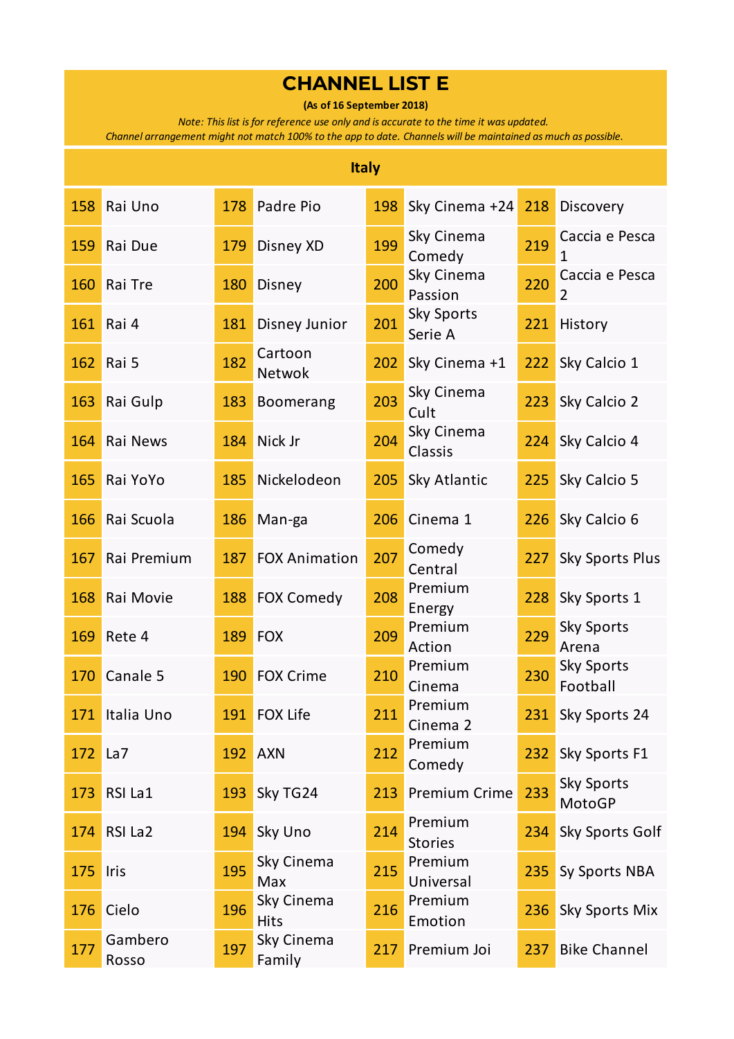# CHANNEL LIST E

**(As of 16 September 2018)**

*Note: This list is for reference use only and is accurate to the time it was updated.*
*Channel arrangement might not match 100% to the app to date. Channels will be maintained as much as possible.*

## Italy

| | | | | | | | |
|---|---|---|---|---|---|---|---|
| 158 | Rai Uno | 178 | Padre Pio | 198 | Sky Cinema +24 | 218 | Discovery |
| 159 | Rai Due | 179 | Disney XD | 199 | Sky Cinema Comedy | 219 | Caccia e Pesca 1 |
| 160 | Rai Tre | 180 | Disney | 200 | Sky Cinema Passion | 220 | Caccia e Pesca 2 |
| 161 | Rai 4 | 181 | Disney Junior | 201 | Sky Sports Serie A | 221 | History |
| 162 | Rai 5 | 182 | Cartoon Netwok | 202 | Sky Cinema +1 | 222 | Sky Calcio 1 |
| 163 | Rai Gulp | 183 | Boomerang | 203 | Sky Cinema Cult | 223 | Sky Calcio 2 |
| 164 | Rai News | 184 | Nick Jr | 204 | Sky Cinema Classis | 224 | Sky Calcio 4 |
| 165 | Rai YoYo | 185 | Nickelodeon | 205 | Sky Atlantic | 225 | Sky Calcio 5 |
| 166 | Rai Scuola | 186 | Man-ga | 206 | Cinema 1 | 226 | Sky Calcio 6 |
| 167 | Rai Premium | 187 | FOX Animation | 207 | Comedy Central | 227 | Sky Sports Plus |
| 168 | Rai Movie | 188 | FOX Comedy | 208 | Premium Energy | 228 | Sky Sports 1 |
| 169 | Rete 4 | 189 | FOX | 209 | Premium Action | 229 | Sky Sports Arena |
| 170 | Canale 5 | 190 | FOX Crime | 210 | Premium Cinema | 230 | Sky Sports Football |
| 171 | Italia Uno | 191 | FOX Life | 211 | Premium Cinema 2 | 231 | Sky Sports 24 |
| 172 | La7 | 192 | AXN | 212 | Premium Comedy | 232 | Sky Sports F1 |
| 173 | RSI La1 | 193 | Sky TG24 | 213 | Premium Crime | 233 | Sky Sports MotoGP |
| 174 | RSI La2 | 194 | Sky Uno | 214 | Premium Stories | 234 | Sky Sports Golf |
| 175 | Iris | 195 | Sky Cinema Max | 215 | Premium Universal | 235 | Sy Sports NBA |
| 176 | Cielo | 196 | Sky Cinema Hits | 216 | Premium Emotion | 236 | Sky Sports Mix |
| 177 | Gambero Rosso | 197 | Sky Cinema Family | 217 | Premium Joi | 237 | Bike Channel |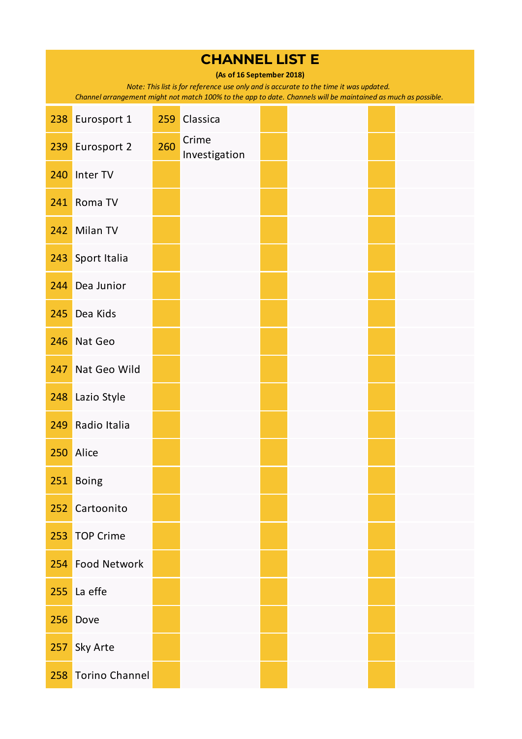# CHANNEL LIST E

**(As of 16 September 2018)**

*Note: This list is for reference use only and is accurate to the time it was updated.*
*Channel arrangement might not match 100% to the app to date. Channels will be maintained as much as possible.*

| | | | | | | | |
|---|---|---|---|---|---|---|---|
| 238 | Eurosport 1 | 259 | Classica | | | | |
| 239 | Eurosport 2 | 260 | Crime Investigation | | | | |
| 240 | Inter TV | | | | | | |
| 241 | Roma TV | | | | | | |
| 242 | Milan TV | | | | | | |
| 243 | Sport Italia | | | | | | |
| 244 | Dea Junior | | | | | | |
| 245 | Dea Kids | | | | | | |
| 246 | Nat Geo | | | | | | |
| 247 | Nat Geo Wild | | | | | | |
| 248 | Lazio Style | | | | | | |
| 249 | Radio Italia | | | | | | |
| 250 | Alice | | | | | | |
| 251 | Boing | | | | | | |
| 252 | Cartoonito | | | | | | |
| 253 | TOP Crime | | | | | | |
| 254 | Food Network | | | | | | |
| 255 | La effe | | | | | | |
| 256 | Dove | | | | | | |
| 257 | Sky Arte | | | | | | |
| 258 | Torino Channel | | | | | | |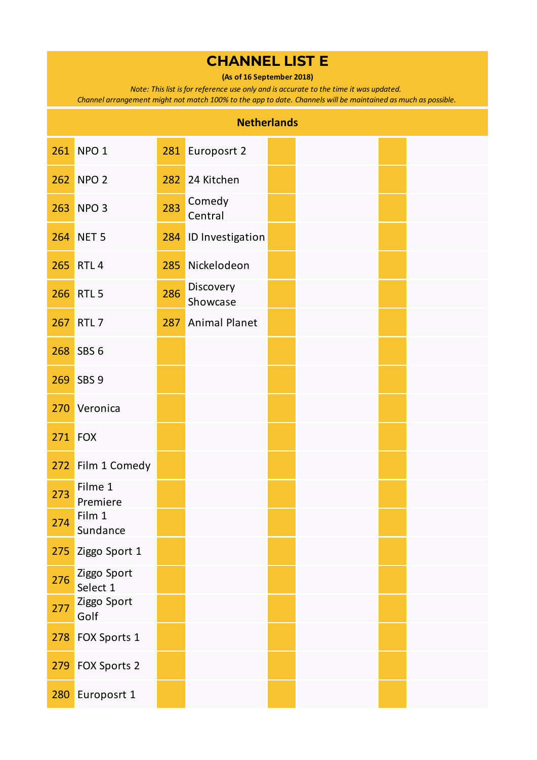# CHANNEL LIST E

**(As of 16 September 2018)**

*Note: This list is for reference use only and is accurate to the time it was updated.*
*Channel arrangement might not match 100% to the app to date. Channels will be maintained as much as possible.*

## Netherlands

| | | | | | | | |
|---|---|---|---|---|---|---|---|
| 261 | NPO 1 | 281 | Europosrt 2 | | | | |
| 262 | NPO 2 | 282 | 24 Kitchen | | | | |
| 263 | NPO 3 | 283 | Comedy Central | | | | |
| 264 | NET 5 | 284 | ID Investigation | | | | |
| 265 | RTL 4 | 285 | Nickelodeon | | | | |
| 266 | RTL 5 | 286 | Discovery Showcase | | | | |
| 267 | RTL 7 | 287 | Animal Planet | | | | |
| 268 | SBS 6 | | | | | | |
| 269 | SBS 9 | | | | | | |
| 270 | Veronica | | | | | | |
| 271 | FOX | | | | | | |
| 272 | Film 1 Comedy | | | | | | |
| 273 | Filme 1 Premiere | | | | | | |
| 274 | Film 1 Sundance | | | | | | |
| 275 | Ziggo Sport 1 | | | | | | |
| 276 | Ziggo Sport Select 1 | | | | | | |
| 277 | Ziggo Sport Golf | | | | | | |
| 278 | FOX Sports 1 | | | | | | |
| 279 | FOX Sports 2 | | | | | | |
| 280 | Europosrt 1 | | | | | | |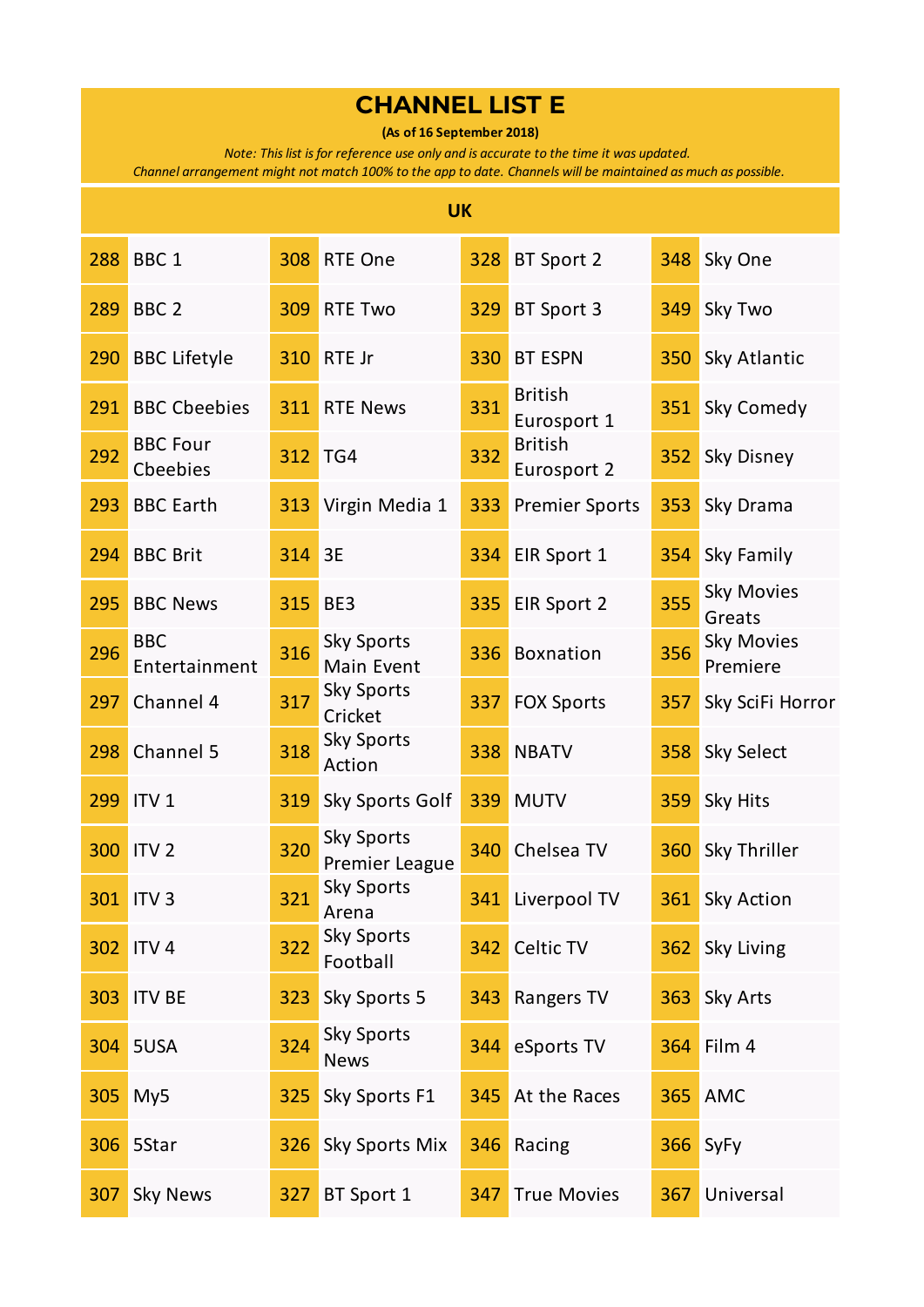# CHANNEL LIST E

**(As of 16 September 2018)**

*Note: This list is for reference use only and is accurate to the time it was updated.*
*Channel arrangement might not match 100% to the app to date. Channels will be maintained as much as possible.*

## UK

| | | | | | | | |
|---|---|---|---|---|---|---|---|
| 288 | BBC 1 | 308 | RTE One | 328 | BT Sport 2 | 348 | Sky One |
| 289 | BBC 2 | 309 | RTE Two | 329 | BT Sport 3 | 349 | Sky Two |
| 290 | BBC Lifetyle | 310 | RTE Jr | 330 | BT ESPN | 350 | Sky Atlantic |
| 291 | BBC Cbeebies | 311 | RTE News | 331 | British Eurosport 1 | 351 | Sky Comedy |
| 292 | BBC Four Cbeebies | 312 | TG4 | 332 | British Eurosport 2 | 352 | Sky Disney |
| 293 | BBC Earth | 313 | Virgin Media 1 | 333 | Premier Sports | 353 | Sky Drama |
| 294 | BBC Brit | 314 | 3E | 334 | EIR Sport 1 | 354 | Sky Family |
| 295 | BBC News | 315 | BE3 | 335 | EIR Sport 2 | 355 | Sky Movies Greats |
| 296 | BBC Entertainment | 316 | Sky Sports Main Event | 336 | Boxnation | 356 | Sky Movies Premiere |
| 297 | Channel 4 | 317 | Sky Sports Cricket | 337 | FOX Sports | 357 | Sky SciFi Horror |
| 298 | Channel 5 | 318 | Sky Sports Action | 338 | NBATV | 358 | Sky Select |
| 299 | ITV 1 | 319 | Sky Sports Golf | 339 | MUTV | 359 | Sky Hits |
| 300 | ITV 2 | 320 | Sky Sports Premier League | 340 | Chelsea TV | 360 | Sky Thriller |
| 301 | ITV 3 | 321 | Sky Sports Arena | 341 | Liverpool TV | 361 | Sky Action |
| 302 | ITV 4 | 322 | Sky Sports Football | 342 | Celtic TV | 362 | Sky Living |
| 303 | ITV BE | 323 | Sky Sports 5 | 343 | Rangers TV | 363 | Sky Arts |
| 304 | 5USA | 324 | Sky Sports News | 344 | eSports TV | 364 | Film 4 |
| 305 | My5 | 325 | Sky Sports F1 | 345 | At the Races | 365 | AMC |
| 306 | 5Star | 326 | Sky Sports Mix | 346 | Racing | 366 | SyFy |
| 307 | Sky News | 327 | BT Sport 1 | 347 | True Movies | 367 | Universal |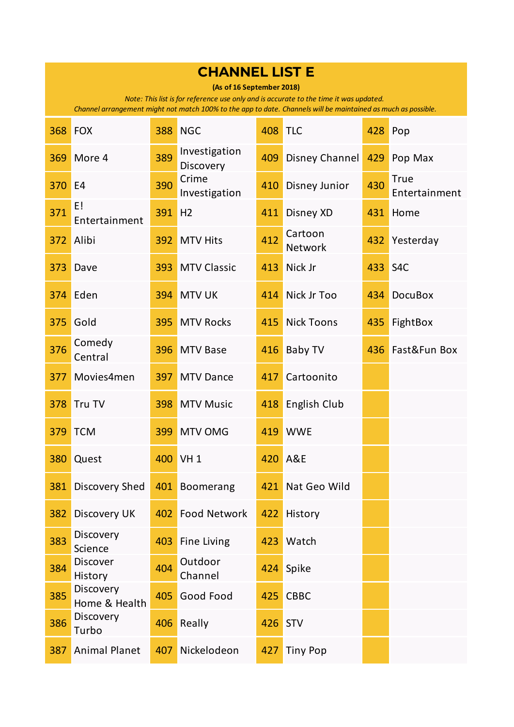# CHANNEL LIST E

**(As of 16 September 2018)**

*Note: This list is for reference use only and is accurate to the time it was updated.*
*Channel arrangement might not match 100% to the app to date. Channels will be maintained as much as possible.*

| | | | | | | | |
|---|---|---|---|---|---|---|---|
| 368 | FOX | 388 | NGC | 408 | TLC | 428 | Pop |
| 369 | More 4 | 389 | Investigation Discovery | 409 | Disney Channel | 429 | Pop Max |
| 370 | E4 | 390 | Crime Investigation | 410 | Disney Junior | 430 | True Entertainment |
| 371 | E! Entertainment | 391 | H2 | 411 | Disney XD | 431 | Home |
| 372 | Alibi | 392 | MTV Hits | 412 | Cartoon Network | 432 | Yesterday |
| 373 | Dave | 393 | MTV Classic | 413 | Nick Jr | 433 | S4C |
| 374 | Eden | 394 | MTV UK | 414 | Nick Jr Too | 434 | DocuBox |
| 375 | Gold | 395 | MTV Rocks | 415 | Nick Toons | 435 | FightBox |
| 376 | Comedy Central | 396 | MTV Base | 416 | Baby TV | 436 | Fast&Fun Box |
| 377 | Movies4men | 397 | MTV Dance | 417 | Cartoonito | | |
| 378 | Tru TV | 398 | MTV Music | 418 | English Club | | |
| 379 | TCM | 399 | MTV OMG | 419 | WWE | | |
| 380 | Quest | 400 | VH 1 | 420 | A&E | | |
| 381 | Discovery Shed | 401 | Boomerang | 421 | Nat Geo Wild | | |
| 382 | Discovery UK | 402 | Food Network | 422 | History | | |
| 383 | Discovery Science | 403 | Fine Living | 423 | Watch | | |
| 384 | Discover History | 404 | Outdoor Channel | 424 | Spike | | |
| 385 | Discovery Home & Health | 405 | Good Food | 425 | CBBC | | |
| 386 | Discovery Turbo | 406 | Really | 426 | STV | | |
| 387 | Animal Planet | 407 | Nickelodeon | 427 | Tiny Pop | | |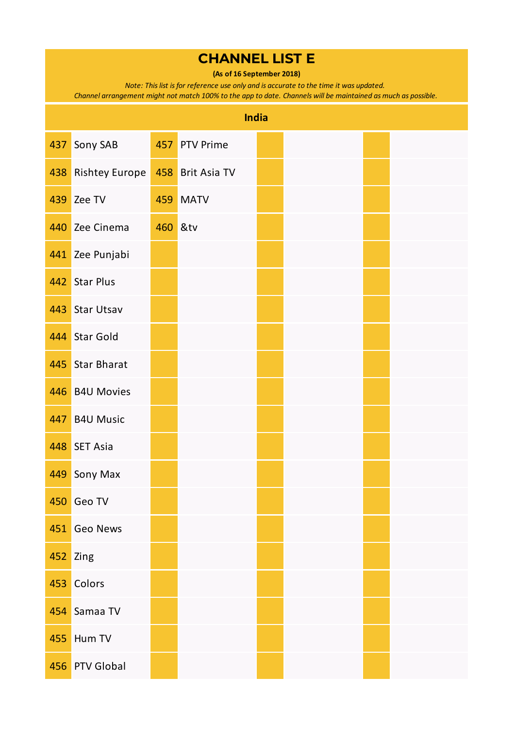# CHANNEL LIST E

**(As of 16 September 2018)**

*Note: This list is for reference use only and is accurate to the time it was updated.*
*Channel arrangement might not match 100% to the app to date. Channels will be maintained as much as possible.*

## India

| | | | | | | | |
|---|---|---|---|---|---|---|---|
| 437 | Sony SAB | 457 | PTV Prime | | | | |
| 438 | Rishtey Europe | 458 | Brit Asia TV | | | | |
| 439 | Zee TV | 459 | MATV | | | | |
| 440 | Zee Cinema | 460 | &tv | | | | |
| 441 | Zee Punjabi | | | | | | |
| 442 | Star Plus | | | | | | |
| 443 | Star Utsav | | | | | | |
| 444 | Star Gold | | | | | | |
| 445 | Star Bharat | | | | | | |
| 446 | B4U Movies | | | | | | |
| 447 | B4U Music | | | | | | |
| 448 | SET Asia | | | | | | |
| 449 | Sony Max | | | | | | |
| 450 | Geo TV | | | | | | |
| 451 | Geo News | | | | | | |
| 452 | Zing | | | | | | |
| 453 | Colors | | | | | | |
| 454 | Samaa TV | | | | | | |
| 455 | Hum TV | | | | | | |
| 456 | PTV Global | | | | | | |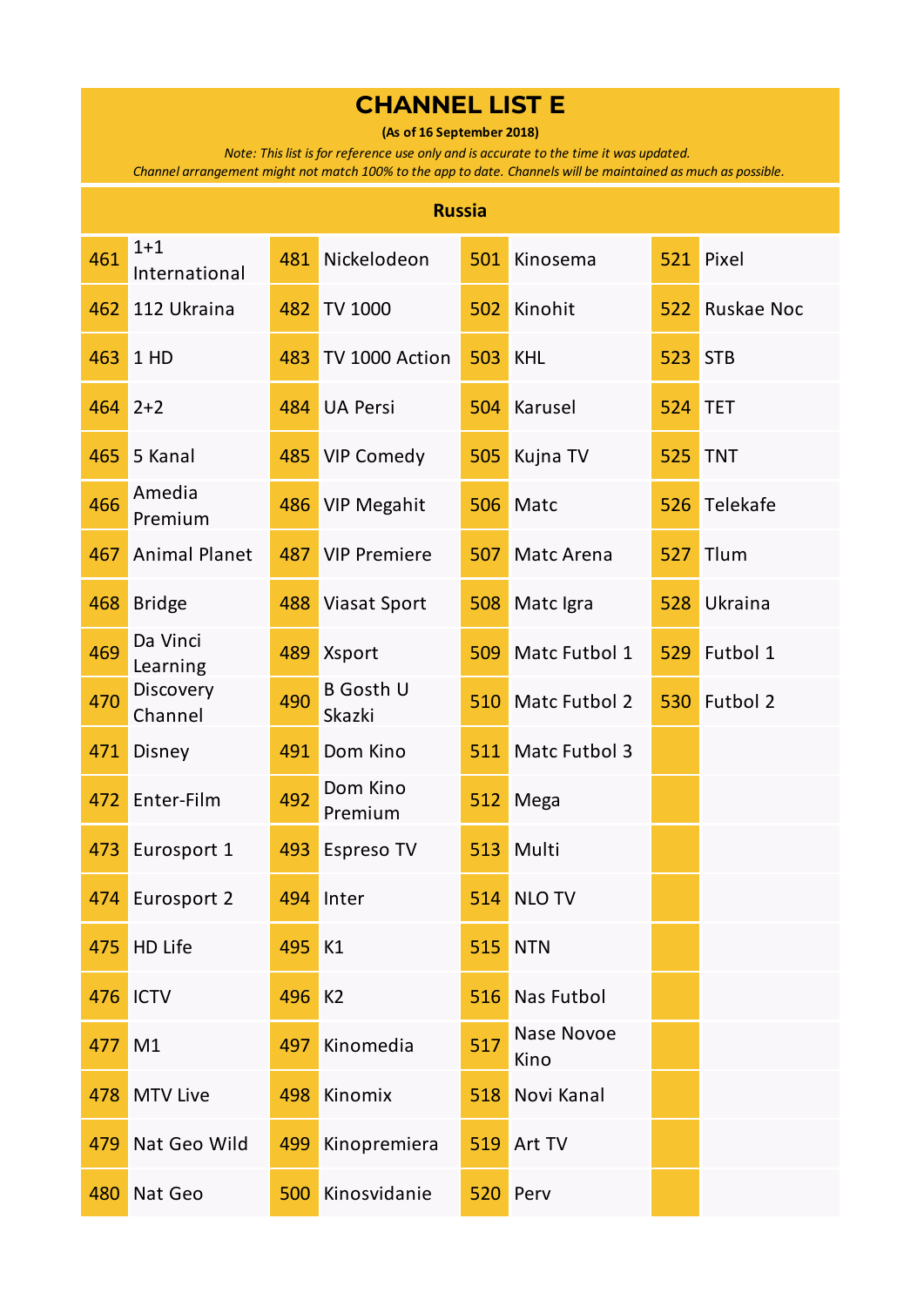# CHANNEL LIST E

**(As of 16 September 2018)**

*Note: This list is for reference use only and is accurate to the time it was updated.*
*Channel arrangement might not match 100% to the app to date. Channels will be maintained as much as possible.*

## Russia

| | | | | | | | |
|---|---|---|---|---|---|---|---|
| 461 | 1+1 International | 481 | Nickelodeon | 501 | Kinosema | 521 | Pixel |
| 462 | 112 Ukraina | 482 | TV 1000 | 502 | Kinohit | 522 | Ruskae Noc |
| 463 | 1 HD | 483 | TV 1000 Action | 503 | KHL | 523 | STB |
| 464 | 2+2 | 484 | UA Persi | 504 | Karusel | 524 | TET |
| 465 | 5 Kanal | 485 | VIP Comedy | 505 | Kujna TV | 525 | TNT |
| 466 | Amedia Premium | 486 | VIP Megahit | 506 | Matc | 526 | Telekafe |
| 467 | Animal Planet | 487 | VIP Premiere | 507 | Matc Arena | 527 | Tlum |
| 468 | Bridge | 488 | Viasat Sport | 508 | Matc Igra | 528 | Ukraina |
| 469 | Da Vinci Learning | 489 | Xsport | 509 | Matc Futbol 1 | 529 | Futbol 1 |
| 470 | Discovery Channel | 490 | B Gosth U Skazki | 510 | Matc Futbol 2 | 530 | Futbol 2 |
| 471 | Disney | 491 | Dom Kino | 511 | Matc Futbol 3 | | |
| 472 | Enter-Film | 492 | Dom Kino Premium | 512 | Mega | | |
| 473 | Eurosport 1 | 493 | Espreso TV | 513 | Multi | | |
| 474 | Eurosport 2 | 494 | Inter | 514 | NLO TV | | |
| 475 | HD Life | 495 | K1 | 515 | NTN | | |
| 476 | ICTV | 496 | K2 | 516 | Nas Futbol | | |
| 477 | M1 | 497 | Kinomedia | 517 | Nase Novoe Kino | | |
| 478 | MTV Live | 498 | Kinomix | 518 | Novi Kanal | | |
| 479 | Nat Geo Wild | 499 | Kinopremiera | 519 | Art TV | | |
| 480 | Nat Geo | 500 | Kinosvidanie | 520 | Perv | | |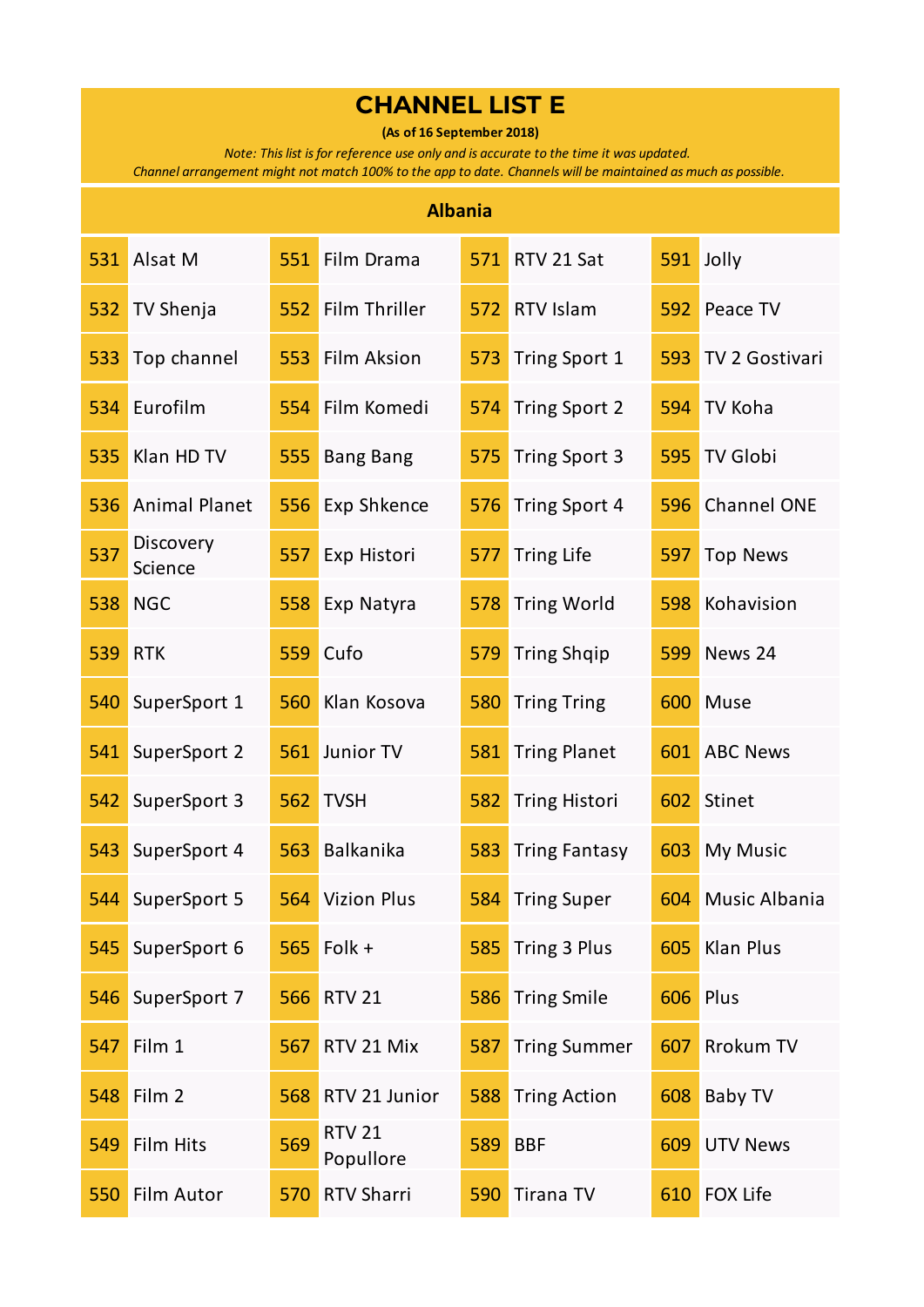# CHANNEL LIST E

**(As of 16 September 2018)**

*Note: This list is for reference use only and is accurate to the time it was updated.*
*Channel arrangement might not match 100% to the app to date. Channels will be maintained as much as possible.*

## Albania

| | | | | | | | |
|---|---|---|---|---|---|---|---|
| 531 | Alsat M | 551 | Film Drama | 571 | RTV 21 Sat | 591 | Jolly |
| 532 | TV Shenja | 552 | Film Thriller | 572 | RTV Islam | 592 | Peace TV |
| 533 | Top channel | 553 | Film Aksion | 573 | Tring Sport 1 | 593 | TV 2 Gostivari |
| 534 | Eurofilm | 554 | Film Komedi | 574 | Tring Sport 2 | 594 | TV Koha |
| 535 | Klan HD TV | 555 | Bang Bang | 575 | Tring Sport 3 | 595 | TV Globi |
| 536 | Animal Planet | 556 | Exp Shkence | 576 | Tring Sport 4 | 596 | Channel ONE |
| 537 | Discovery Science | 557 | Exp Histori | 577 | Tring Life | 597 | Top News |
| 538 | NGC | 558 | Exp Natyra | 578 | Tring World | 598 | Kohavision |
| 539 | RTK | 559 | Cufo | 579 | Tring Shqip | 599 | News 24 |
| 540 | SuperSport 1 | 560 | Klan Kosova | 580 | Tring Tring | 600 | Muse |
| 541 | SuperSport 2 | 561 | Junior TV | 581 | Tring Planet | 601 | ABC News |
| 542 | SuperSport 3 | 562 | TVSH | 582 | Tring Histori | 602 | Stinet |
| 543 | SuperSport 4 | 563 | Balkanika | 583 | Tring Fantasy | 603 | My Music |
| 544 | SuperSport 5 | 564 | Vizion Plus | 584 | Tring Super | 604 | Music Albania |
| 545 | SuperSport 6 | 565 | Folk + | 585 | Tring 3 Plus | 605 | Klan Plus |
| 546 | SuperSport 7 | 566 | RTV 21 | 586 | Tring Smile | 606 | Plus |
| 547 | Film 1 | 567 | RTV 21 Mix | 587 | Tring Summer | 607 | Rrokum TV |
| 548 | Film 2 | 568 | RTV 21 Junior | 588 | Tring Action | 608 | Baby TV |
| 549 | Film Hits | 569 | RTV 21 Popullore | 589 | BBF | 609 | UTV News |
| 550 | Film Autor | 570 | RTV Sharri | 590 | Tirana TV | 610 | FOX Life |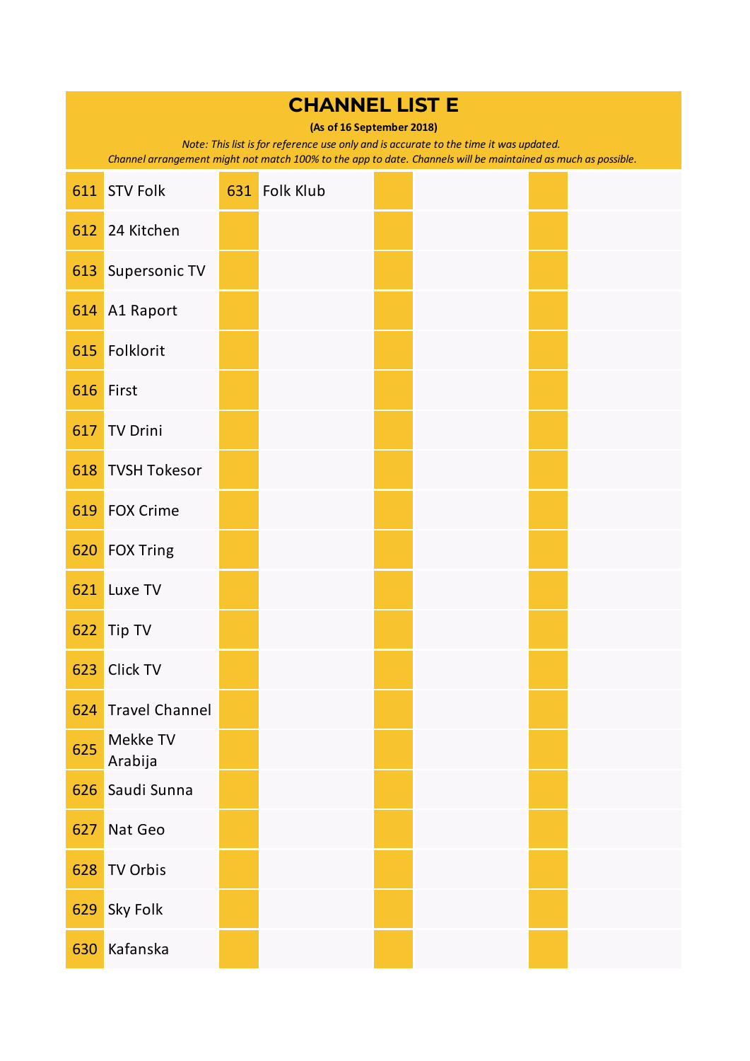# CHANNEL LIST E

**(As of 16 September 2018)**

*Note: This list is for reference use only and is accurate to the time it was updated.*
*Channel arrangement might not match 100% to the app to date. Channels will be maintained as much as possible.*

| | | | | | | | |
|---|---|---|---|---|---|---|---|
| 611 | STV Folk | 631 | Folk Klub | | | | |
| 612 | 24 Kitchen | | | | | | |
| 613 | Supersonic TV | | | | | | |
| 614 | A1 Raport | | | | | | |
| 615 | Folklorit | | | | | | |
| 616 | First | | | | | | |
| 617 | TV Drini | | | | | | |
| 618 | TVSH Tokesor | | | | | | |
| 619 | FOX Crime | | | | | | |
| 620 | FOX Tring | | | | | | |
| 621 | Luxe TV | | | | | | |
| 622 | Tip TV | | | | | | |
| 623 | Click TV | | | | | | |
| 624 | Travel Channel | | | | | | |
| 625 | Mekke TV Arabija | | | | | | |
| 626 | Saudi Sunna | | | | | | |
| 627 | Nat Geo | | | | | | |
| 628 | TV Orbis | | | | | | |
| 629 | Sky Folk | | | | | | |
| 630 | Kafanska | | | | | | |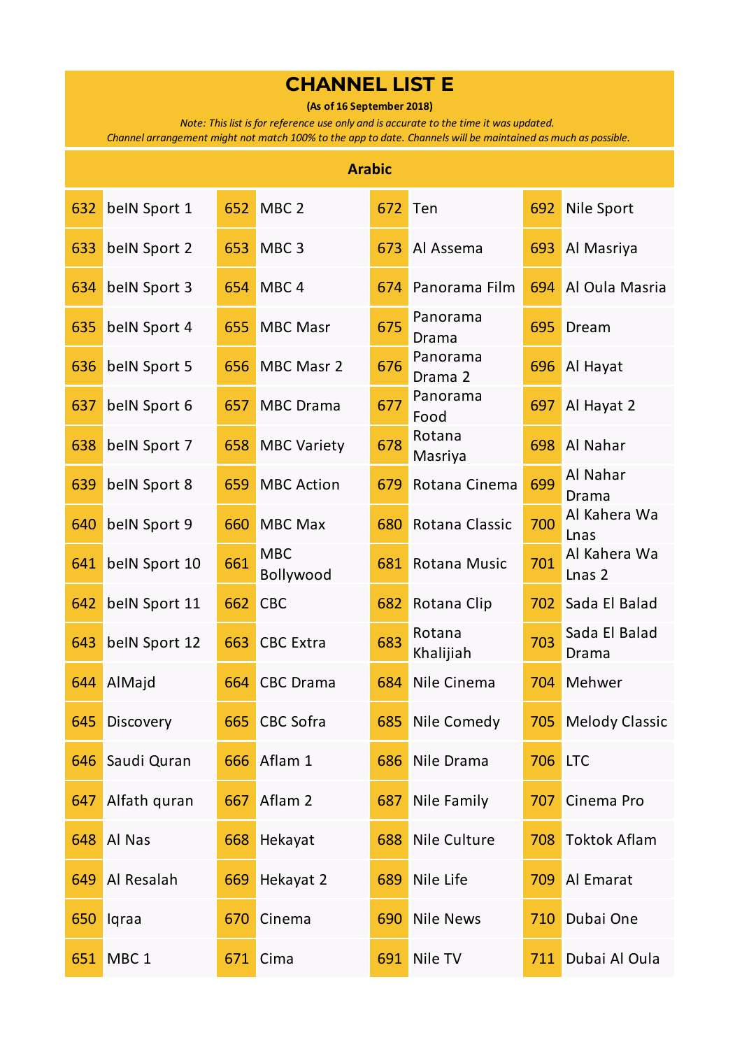# CHANNEL LIST E

**(As of 16 September 2018)**

*Note: This list is for reference use only and is accurate to the time it was updated.*
*Channel arrangement might not match 100% to the app to date. Channels will be maintained as much as possible.*

## Arabic

| No. | Channel | No. | Channel | No. | Channel | No. | Channel |
|---|---|---|---|---|---|---|---|
| 632 | beIN Sport 1 | 652 | MBC 2 | 672 | Ten | 692 | Nile Sport |
| 633 | beIN Sport 2 | 653 | MBC 3 | 673 | Al Assema | 693 | Al Masriya |
| 634 | beIN Sport 3 | 654 | MBC 4 | 674 | Panorama Film | 694 | Al Oula Masria |
| 635 | beIN Sport 4 | 655 | MBC Masr | 675 | Panorama Drama | 695 | Dream |
| 636 | beIN Sport 5 | 656 | MBC Masr 2 | 676 | Panorama Drama 2 | 696 | Al Hayat |
| 637 | beIN Sport 6 | 657 | MBC Drama | 677 | Panorama Food | 697 | Al Hayat 2 |
| 638 | beIN Sport 7 | 658 | MBC Variety | 678 | Rotana Masriya | 698 | Al Nahar |
| 639 | beIN Sport 8 | 659 | MBC Action | 679 | Rotana Cinema | 699 | Al Nahar Drama |
| 640 | beIN Sport 9 | 660 | MBC Max | 680 | Rotana Classic | 700 | Al Kahera Wa Lnas |
| 641 | beIN Sport 10 | 661 | MBC Bollywood | 681 | Rotana Music | 701 | Al Kahera Wa Lnas 2 |
| 642 | beIN Sport 11 | 662 | CBC | 682 | Rotana Clip | 702 | Sada El Balad |
| 643 | beIN Sport 12 | 663 | CBC Extra | 683 | Rotana Khalijiah | 703 | Sada El Balad Drama |
| 644 | AlMajd | 664 | CBC Drama | 684 | Nile Cinema | 704 | Mehwer |
| 645 | Discovery | 665 | CBC Sofra | 685 | Nile Comedy | 705 | Melody Classic |
| 646 | Saudi Quran | 666 | Aflam 1 | 686 | Nile Drama | 706 | LTC |
| 647 | Alfath quran | 667 | Aflam 2 | 687 | Nile Family | 707 | Cinema Pro |
| 648 | Al Nas | 668 | Hekayat | 688 | Nile Culture | 708 | Toktok Aflam |
| 649 | Al Resalah | 669 | Hekayat 2 | 689 | Nile Life | 709 | Al Emarat |
| 650 | Iqraa | 670 | Cinema | 690 | Nile News | 710 | Dubai One |
| 651 | MBC 1 | 671 | Cima | 691 | Nile TV | 711 | Dubai Al Oula |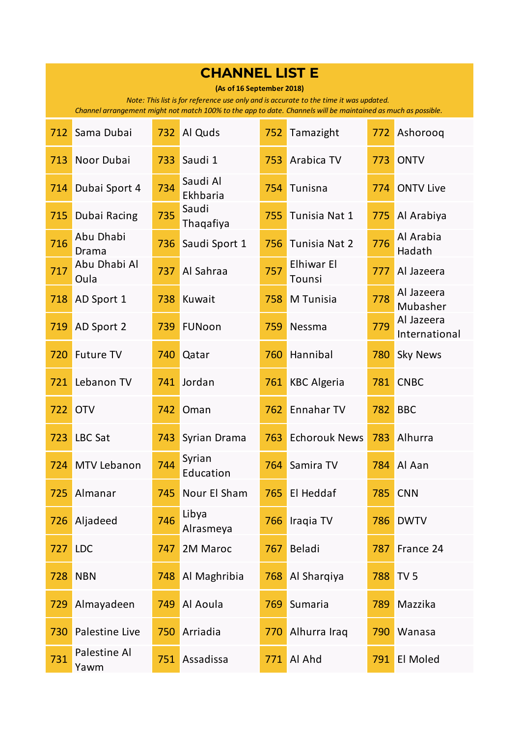# CHANNEL LIST E

**(As of 16 September 2018)**

*Note: This list is for reference use only and is accurate to the time it was updated.*
*Channel arrangement might not match 100% to the app to date. Channels will be maintained as much as possible.*

| | | | | | | | |
|---|---|---|---|---|---|---|---|
| 712 | Sama Dubai | 732 | Al Quds | 752 | Tamazight | 772 | Ashorooq |
| 713 | Noor Dubai | 733 | Saudi 1 | 753 | Arabica TV | 773 | ONTV |
| 714 | Dubai Sport 4 | 734 | Saudi Al Ekhbaria | 754 | Tunisna | 774 | ONTV Live |
| 715 | Dubai Racing | 735 | Saudi Thaqafiya | 755 | Tunisia Nat 1 | 775 | Al Arabiya |
| 716 | Abu Dhabi Drama | 736 | Saudi Sport 1 | 756 | Tunisia Nat 2 | 776 | Al Arabia Hadath |
| 717 | Abu Dhabi Al Oula | 737 | Al Sahraa | 757 | Elhiwar El Tounsi | 777 | Al Jazeera |
| 718 | AD Sport 1 | 738 | Kuwait | 758 | M Tunisia | 778 | Al Jazeera Mubasher |
| 719 | AD Sport 2 | 739 | FUNoon | 759 | Nessma | 779 | Al Jazeera International |
| 720 | Future TV | 740 | Qatar | 760 | Hannibal | 780 | Sky News |
| 721 | Lebanon TV | 741 | Jordan | 761 | KBC Algeria | 781 | CNBC |
| 722 | OTV | 742 | Oman | 762 | Ennahar TV | 782 | BBC |
| 723 | LBC Sat | 743 | Syrian Drama | 763 | Echorouk News | 783 | Alhurra |
| 724 | MTV Lebanon | 744 | Syrian Education | 764 | Samira TV | 784 | Al Aan |
| 725 | Almanar | 745 | Nour El Sham | 765 | El Heddaf | 785 | CNN |
| 726 | Aljadeed | 746 | Libya Alrasmeya | 766 | Iraqia TV | 786 | DWTV |
| 727 | LDC | 747 | 2M Maroc | 767 | Beladi | 787 | France 24 |
| 728 | NBN | 748 | Al Maghribia | 768 | Al Sharqiya | 788 | TV 5 |
| 729 | Almayadeen | 749 | Al Aoula | 769 | Sumaria | 789 | Mazzika |
| 730 | Palestine Live | 750 | Arriadia | 770 | Alhurra Iraq | 790 | Wanasa |
| 731 | Palestine Al Yawm | 751 | Assadissa | 771 | Al Ahd | 791 | El Moled |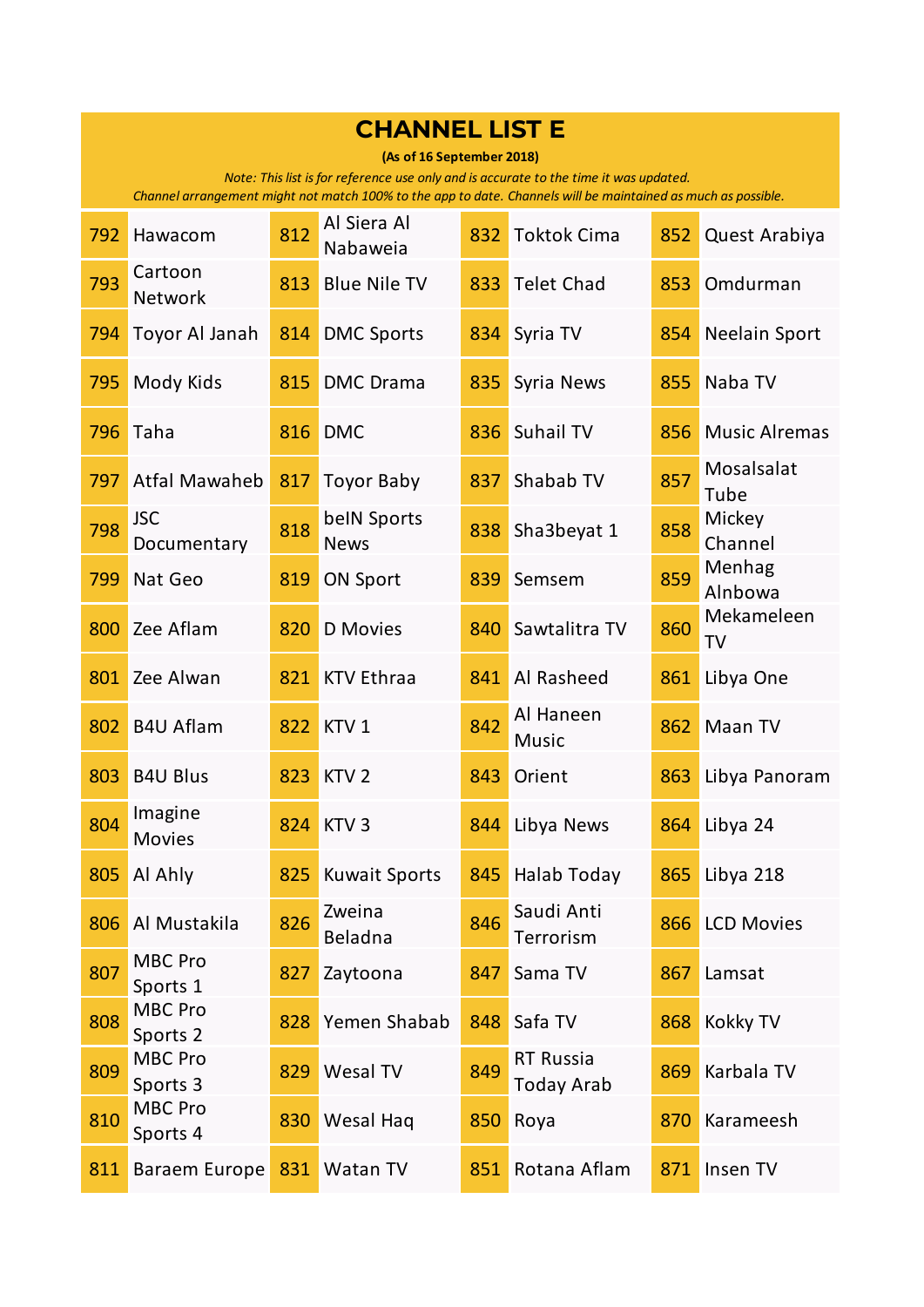# CHANNEL LIST E

**(As of 16 September 2018)**

*Note: This list is for reference use only and is accurate to the time it was updated. Channel arrangement might not match 100% to the app to date. Channels will be maintained as much as possible.*

| | | | | | | | |
|---|---|---|---|---|---|---|---|
| 792 | Hawacom | 812 | Al Siera Al Nabaweia | 832 | Toktok Cima | 852 | Quest Arabiya |
| 793 | Cartoon Network | 813 | Blue Nile TV | 833 | Telet Chad | 853 | Omdurman |
| 794 | Toyor Al Janah | 814 | DMC Sports | 834 | Syria TV | 854 | Neelain Sport |
| 795 | Mody Kids | 815 | DMC Drama | 835 | Syria News | 855 | Naba TV |
| 796 | Taha | 816 | DMC | 836 | Suhail TV | 856 | Music Alremas |
| 797 | Atfal Mawaheb | 817 | Toyor Baby | 837 | Shabab TV | 857 | Mosalsalat Tube |
| 798 | JSC Documentary | 818 | beIN Sports News | 838 | Sha3beyat 1 | 858 | Mickey Channel |
| 799 | Nat Geo | 819 | ON Sport | 839 | Semsem | 859 | Menhag Alnbowa |
| 800 | Zee Aflam | 820 | D Movies | 840 | Sawtalitra TV | 860 | Mekameleen TV |
| 801 | Zee Alwan | 821 | KTV Ethraa | 841 | Al Rasheed | 861 | Libya One |
| 802 | B4U Aflam | 822 | KTV 1 | 842 | Al Haneen Music | 862 | Maan TV |
| 803 | B4U Blus | 823 | KTV 2 | 843 | Orient | 863 | Libya Panoram |
| 804 | Imagine Movies | 824 | KTV 3 | 844 | Libya News | 864 | Libya 24 |
| 805 | Al Ahly | 825 | Kuwait Sports | 845 | Halab Today | 865 | Libya 218 |
| 806 | Al Mustakila | 826 | Zweina Beladna | 846 | Saudi Anti Terrorism | 866 | LCD Movies |
| 807 | MBC Pro Sports 1 | 827 | Zaytoona | 847 | Sama TV | 867 | Lamsat |
| 808 | MBC Pro Sports 2 | 828 | Yemen Shabab | 848 | Safa TV | 868 | Kokky TV |
| 809 | MBC Pro Sports 3 | 829 | Wesal TV | 849 | RT Russia Today Arab | 869 | Karbala TV |
| 810 | MBC Pro Sports 4 | 830 | Wesal Haq | 850 | Roya | 870 | Karameesh |
| 811 | Baraem Europe | 831 | Watan TV | 851 | Rotana Aflam | 871 | Insen TV |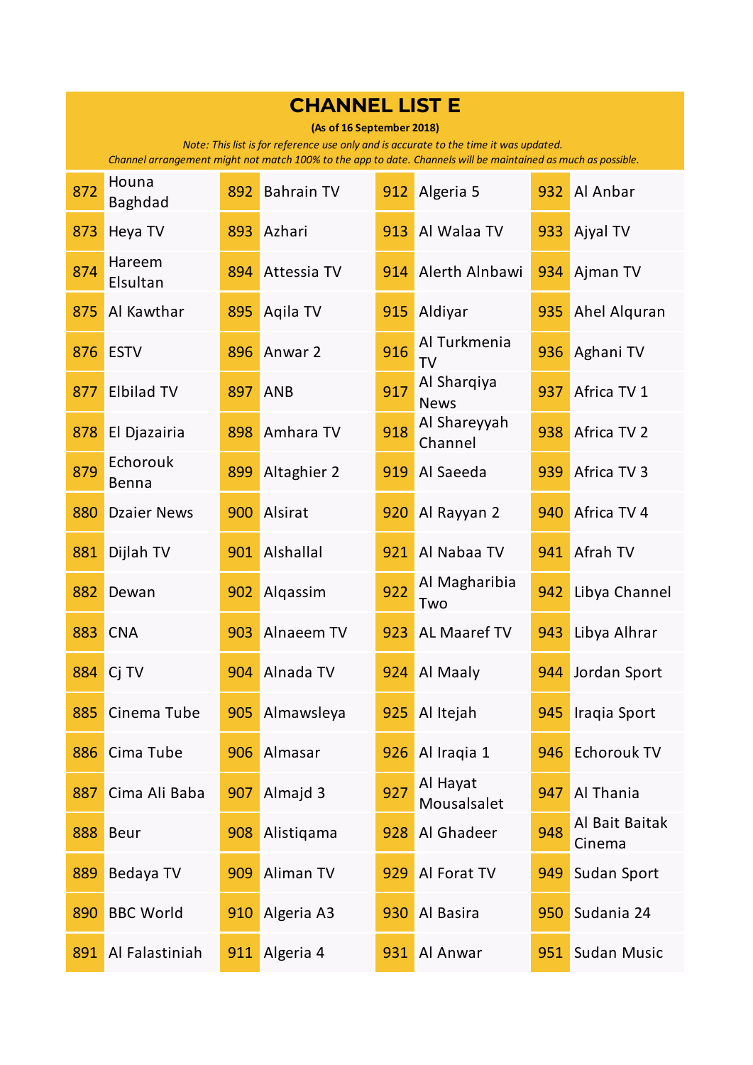# CHANNEL LIST E

**(As of 16 September 2018)**

*Note: This list is for reference use only and is accurate to the time it was updated.*
*Channel arrangement might not match 100% to the app to date. Channels will be maintained as much as possible.*

| | | | | | | | |
|---|---|---|---|---|---|---|---|
| 872 | Houna Baghdad | 892 | Bahrain TV | 912 | Algeria 5 | 932 | Al Anbar |
| 873 | Heya TV | 893 | Azhari | 913 | Al Walaa TV | 933 | Ajyal TV |
| 874 | Hareem Elsultan | 894 | Attessia TV | 914 | Alerth Alnbawi | 934 | Ajman TV |
| 875 | Al Kawthar | 895 | Aqila TV | 915 | Aldiyar | 935 | Ahel Alquran |
| 876 | ESTV | 896 | Anwar 2 | 916 | Al Turkmenia TV | 936 | Aghani TV |
| 877 | Elbilad TV | 897 | ANB | 917 | Al Sharqiya News | 937 | Africa TV 1 |
| 878 | El Djazairia | 898 | Amhara TV | 918 | Al Shareyyah Channel | 938 | Africa TV 2 |
| 879 | Echorouk Benna | 899 | Altaghier 2 | 919 | Al Saeeda | 939 | Africa TV 3 |
| 880 | Dzaier News | 900 | Alsirat | 920 | Al Rayyan 2 | 940 | Africa TV 4 |
| 881 | Dijlah TV | 901 | Alshallal | 921 | Al Nabaa TV | 941 | Afrah TV |
| 882 | Dewan | 902 | Alqassim | 922 | Al Magharibia Two | 942 | Libya Channel |
| 883 | CNA | 903 | Alnaeem TV | 923 | AL Maaref TV | 943 | Libya Alhrar |
| 884 | Cj TV | 904 | Alnada TV | 924 | Al Maaly | 944 | Jordan Sport |
| 885 | Cinema Tube | 905 | Almawsleya | 925 | Al Itejah | 945 | Iraqia Sport |
| 886 | Cima Tube | 906 | Almasar | 926 | Al Iraqia 1 | 946 | Echorouk TV |
| 887 | Cima Ali Baba | 907 | Almajd 3 | 927 | Al Hayat Mousalsalet | 947 | Al Thania |
| 888 | Beur | 908 | Alistiqama | 928 | Al Ghadeer | 948 | Al Bait Baitak Cinema |
| 889 | Bedaya TV | 909 | Aliman TV | 929 | Al Forat TV | 949 | Sudan Sport |
| 890 | BBC World | 910 | Algeria A3 | 930 | Al Basira | 950 | Sudania 24 |
| 891 | Al Falastiniah | 911 | Algeria 4 | 931 | Al Anwar | 951 | Sudan Music |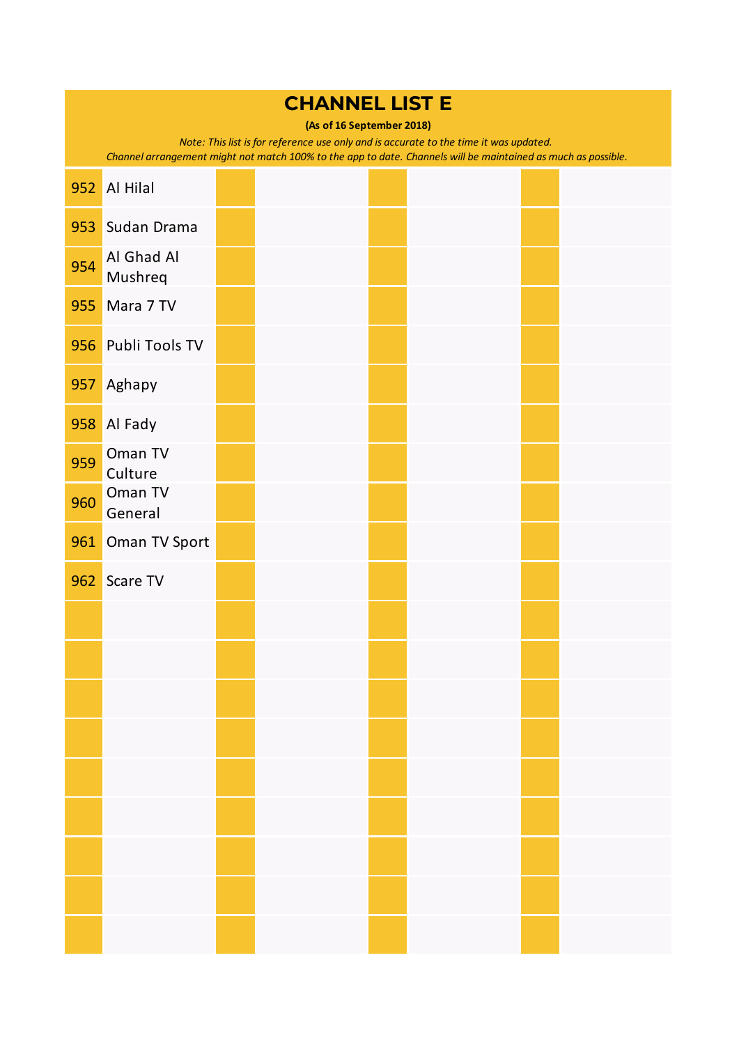# CHANNEL LIST E

**(As of 16 September 2018)**

*Note: This list is for reference use only and is accurate to the time it was updated.*
*Channel arrangement might not match 100% to the app to date. Channels will be maintained as much as possible.*

| | | | | | | | |
|---|---|---|---|---|---|---|---|
| 952 | Al Hilal | | | | | | |
| 953 | Sudan Drama | | | | | | |
| 954 | Al Ghad Al Mushreq | | | | | | |
| 955 | Mara 7 TV | | | | | | |
| 956 | Publi Tools TV | | | | | | |
| 957 | Aghapy | | | | | | |
| 958 | Al Fady | | | | | | |
| 959 | Oman TV Culture | | | | | | |
| 960 | Oman TV General | | | | | | |
| 961 | Oman TV Sport | | | | | | |
| 962 | Scare TV | | | | | | |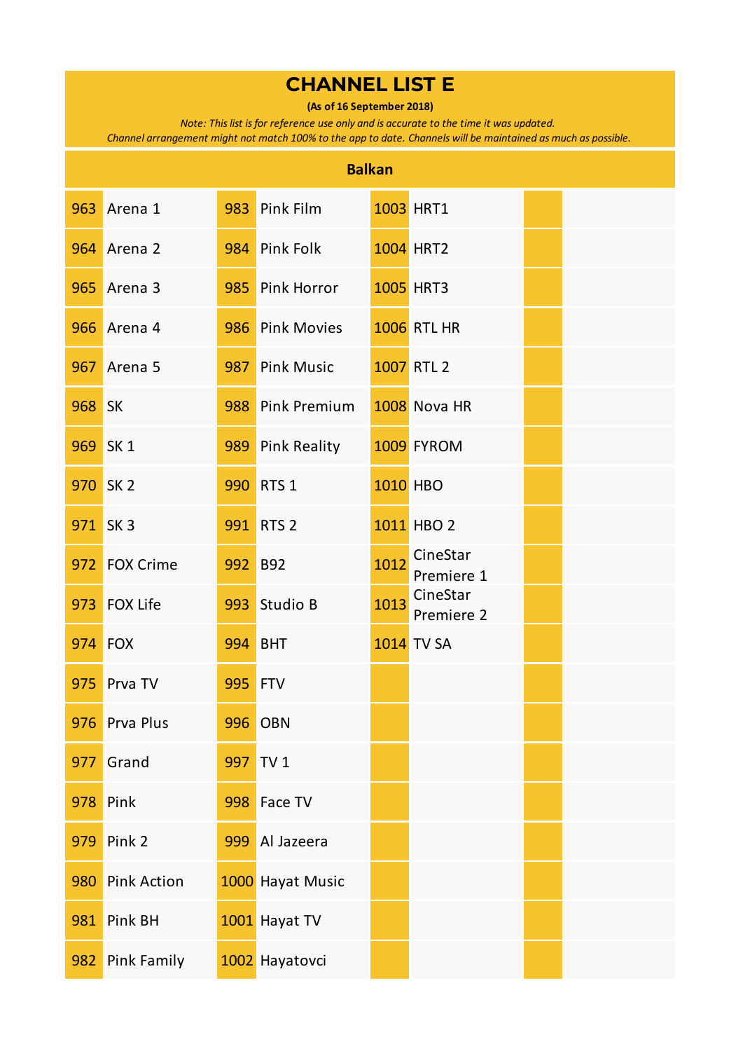# CHANNEL LIST E

**(As of 16 September 2018)**

*Note: This list is for reference use only and is accurate to the time it was updated.*
*Channel arrangement might not match 100% to the app to date. Channels will be maintained as much as possible.*

## Balkan

| | | | | | | | |
|---|---|---|---|---|---|---|---|
| 963 | Arena 1 | 983 | Pink Film | 1003 | HRT1 | | |
| 964 | Arena 2 | 984 | Pink Folk | 1004 | HRT2 | | |
| 965 | Arena 3 | 985 | Pink Horror | 1005 | HRT3 | | |
| 966 | Arena 4 | 986 | Pink Movies | 1006 | RTL HR | | |
| 967 | Arena 5 | 987 | Pink Music | 1007 | RTL 2 | | |
| 968 | SK | 988 | Pink Premium | 1008 | Nova HR | | |
| 969 | SK 1 | 989 | Pink Reality | 1009 | FYROM | | |
| 970 | SK 2 | 990 | RTS 1 | 1010 | HBO | | |
| 971 | SK 3 | 991 | RTS 2 | 1011 | HBO 2 | | |
| 972 | FOX Crime | 992 | B92 | 1012 | CineStar Premiere 1 | | |
| 973 | FOX Life | 993 | Studio B | 1013 | CineStar Premiere 2 | | |
| 974 | FOX | 994 | BHT | 1014 | TV SA | | |
| 975 | Prva TV | 995 | FTV | | | | |
| 976 | Prva Plus | 996 | OBN | | | | |
| 977 | Grand | 997 | TV 1 | | | | |
| 978 | Pink | 998 | Face TV | | | | |
| 979 | Pink 2 | 999 | Al Jazeera | | | | |
| 980 | Pink Action | 1000 | Hayat Music | | | | |
| 981 | Pink BH | 1001 | Hayat TV | | | | |
| 982 | Pink Family | 1002 | Hayatovci | | | | |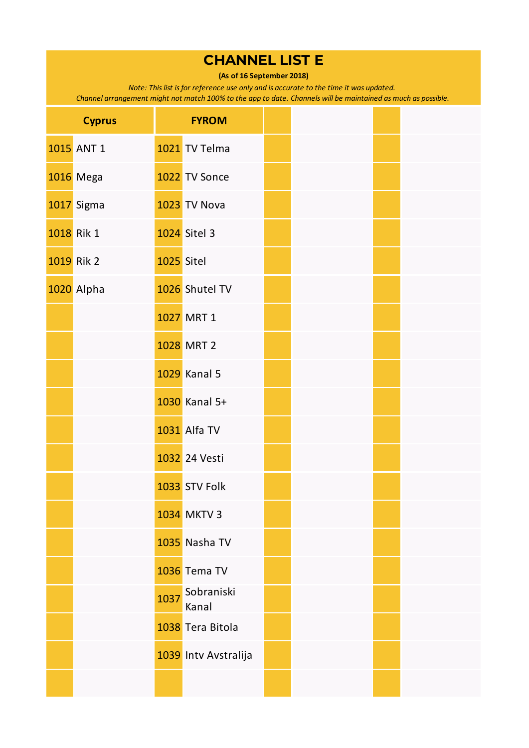# CHANNEL LIST E

**(As of 16 September 2018)**

*Note: This list is for reference use only and is accurate to the time it was updated.*
*Channel arrangement might not match 100% to the app to date. Channels will be maintained as much as possible.*

| Cyprus | | FYROM | | | | | |
|---|---|---|---|---|---|---|---|
| 1015 | ANT 1 | 1021 | TV Telma | | | | |
| 1016 | Mega | 1022 | TV Sonce | | | | |
| 1017 | Sigma | 1023 | TV Nova | | | | |
| 1018 | Rik 1 | 1024 | Sitel 3 | | | | |
| 1019 | Rik 2 | 1025 | Sitel | | | | |
| 1020 | Alpha | 1026 | Shutel TV | | | | |
| | | 1027 | MRT 1 | | | | |
| | | 1028 | MRT 2 | | | | |
| | | 1029 | Kanal 5 | | | | |
| | | 1030 | Kanal 5+ | | | | |
| | | 1031 | Alfa TV | | | | |
| | | 1032 | 24 Vesti | | | | |
| | | 1033 | STV Folk | | | | |
| | | 1034 | MKTV 3 | | | | |
| | | 1035 | Nasha TV | | | | |
| | | 1036 | Tema TV | | | | |
| | | 1037 | Sobraniski Kanal | | | | |
| | | 1038 | Tera Bitola | | | | |
| | | 1039 | Intv Avstralija | | | | |
| | | | | | | | |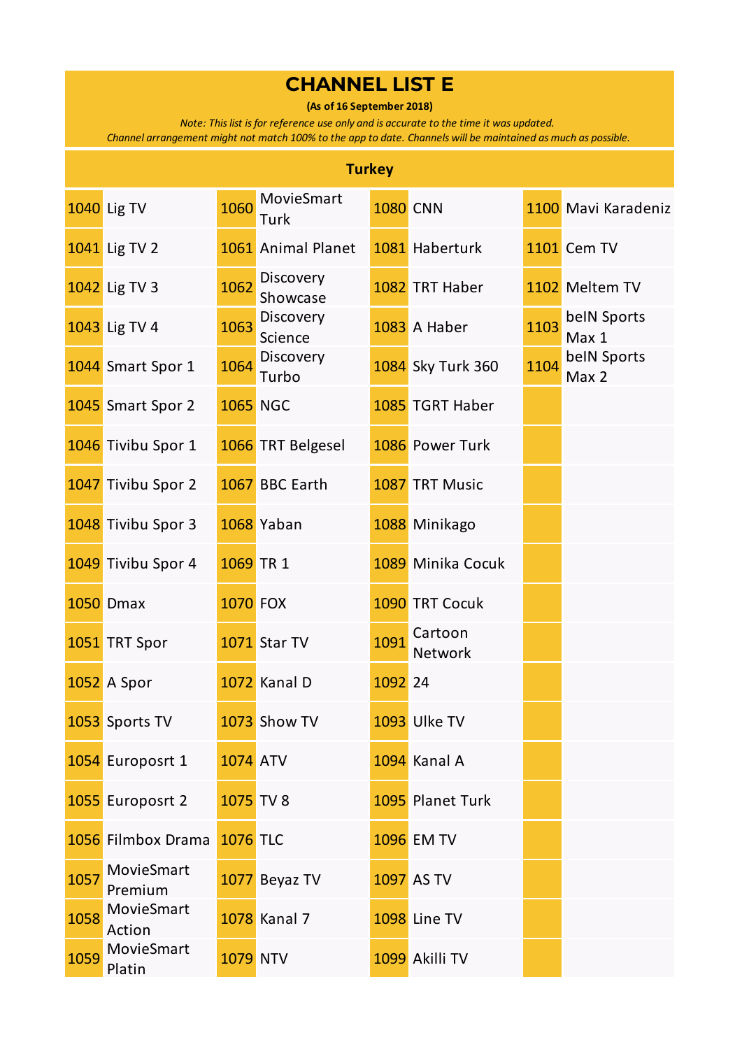# CHANNEL LIST E

**(As of 16 September 2018)**

*Note: This list is for reference use only and is accurate to the time it was updated.*
*Channel arrangement might not match 100% to the app to date. Channels will be maintained as much as possible.*

## Turkey

| | | | | | | | |
|---|---|---|---|---|---|---|---|
| 1040 | Lig TV | 1060 | MovieSmart Turk | 1080 | CNN | 1100 | Mavi Karadeniz |
| 1041 | Lig TV 2 | 1061 | Animal Planet | 1081 | Haberturk | 1101 | Cem TV |
| 1042 | Lig TV 3 | 1062 | Discovery Showcase | 1082 | TRT Haber | 1102 | Meltem TV |
| 1043 | Lig TV 4 | 1063 | Discovery Science | 1083 | A Haber | 1103 | beIN Sports Max 1 |
| 1044 | Smart Spor 1 | 1064 | Discovery Turbo | 1084 | Sky Turk 360 | 1104 | beIN Sports Max 2 |
| 1045 | Smart Spor 2 | 1065 | NGC | 1085 | TGRT Haber | | |
| 1046 | Tivibu Spor 1 | 1066 | TRT Belgesel | 1086 | Power Turk | | |
| 1047 | Tivibu Spor 2 | 1067 | BBC Earth | 1087 | TRT Music | | |
| 1048 | Tivibu Spor 3 | 1068 | Yaban | 1088 | Minikago | | |
| 1049 | Tivibu Spor 4 | 1069 | TR 1 | 1089 | Minika Cocuk | | |
| 1050 | Dmax | 1070 | FOX | 1090 | TRT Cocuk | | |
| 1051 | TRT Spor | 1071 | Star TV | 1091 | Cartoon Network | | |
| 1052 | A Spor | 1072 | Kanal D | 1092 | 24 | | |
| 1053 | Sports TV | 1073 | Show TV | 1093 | Ulke TV | | |
| 1054 | Europosrt 1 | 1074 | ATV | 1094 | Kanal A | | |
| 1055 | Europosrt 2 | 1075 | TV 8 | 1095 | Planet Turk | | |
| 1056 | Filmbox Drama | 1076 | TLC | 1096 | EM TV | | |
| 1057 | MovieSmart Premium | 1077 | Beyaz TV | 1097 | AS TV | | |
| 1058 | MovieSmart Action | 1078 | Kanal 7 | 1098 | Line TV | | |
| 1059 | MovieSmart Platin | 1079 | NTV | 1099 | Akilli TV | | |